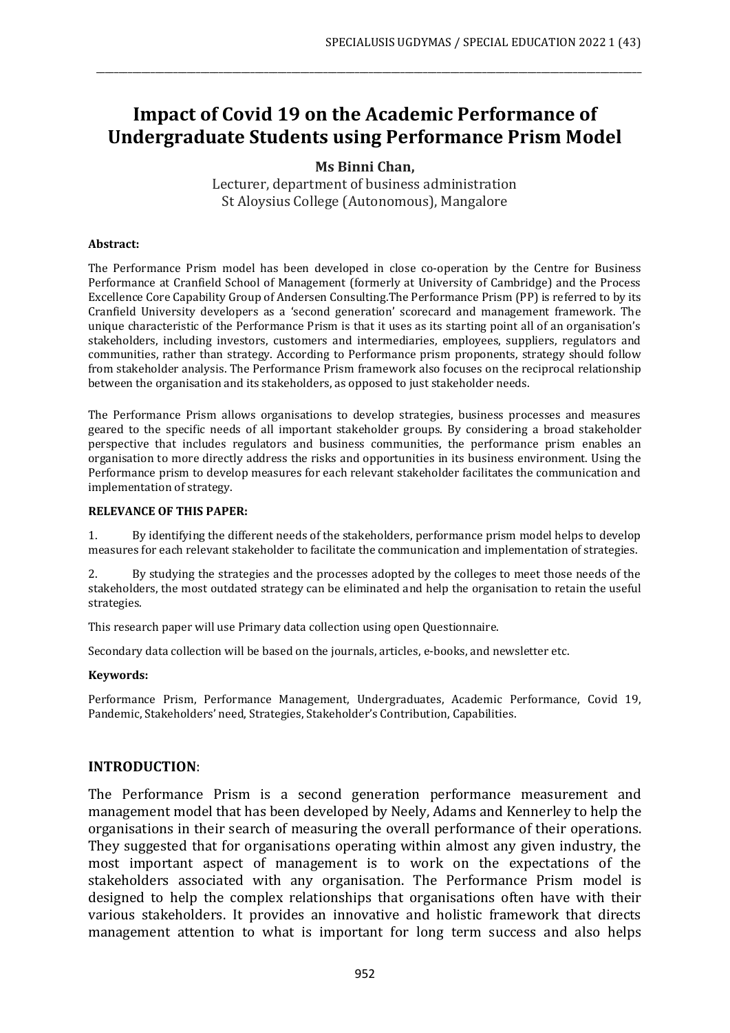# Impact of Covid 19 on the Academic Performance of Undergraduate Students using Performance Prism Model

**Ms Binni Chan,**

Lecturer, department of business administration
St Aloysius College (Autonomous), Mangalore

**Abstract:**

The Performance Prism model has been developed in close co-operation by the Centre for Business Performance at Cranfield School of Management (formerly at University of Cambridge) and the Process Excellence Core Capability Group of Andersen Consulting.The Performance Prism (PP) is referred to by its Cranfield University developers as a 'second generation' scorecard and management framework. The unique characteristic of the Performance Prism is that it uses as its starting point all of an organisation's stakeholders, including investors, customers and intermediaries, employees, suppliers, regulators and communities, rather than strategy. According to Performance prism proponents, strategy should follow from stakeholder analysis. The Performance Prism framework also focuses on the reciprocal relationship between the organisation and its stakeholders, as opposed to just stakeholder needs.

The Performance Prism allows organisations to develop strategies, business processes and measures geared to the specific needs of all important stakeholder groups. By considering a broad stakeholder perspective that includes regulators and business communities, the performance prism enables an organisation to more directly address the risks and opportunities in its business environment. Using the Performance prism to develop measures for each relevant stakeholder facilitates the communication and implementation of strategy.

**RELEVANCE OF THIS PAPER:**

1. By identifying the different needs of the stakeholders, performance prism model helps to develop measures for each relevant stakeholder to facilitate the communication and implementation of strategies.

2. By studying the strategies and the processes adopted by the colleges to meet those needs of the stakeholders, the most outdated strategy can be eliminated and help the organisation to retain the useful strategies.

This research paper will use Primary data collection using open Questionnaire.

Secondary data collection will be based on the journals, articles, e-books, and newsletter etc.

**Keywords:**

Performance Prism, Performance Management, Undergraduates, Academic Performance, Covid 19, Pandemic, Stakeholders' need, Strategies, Stakeholder's Contribution, Capabilities.

## INTRODUCTION:

The Performance Prism is a second generation performance measurement and management model that has been developed by Neely, Adams and Kennerley to help the organisations in their search of measuring the overall performance of their operations. They suggested that for organisations operating within almost any given industry, the most important aspect of management is to work on the expectations of the stakeholders associated with any organisation. The Performance Prism model is designed to help the complex relationships that organisations often have with their various stakeholders. It provides an innovative and holistic framework that directs management attention to what is important for long term success and also helps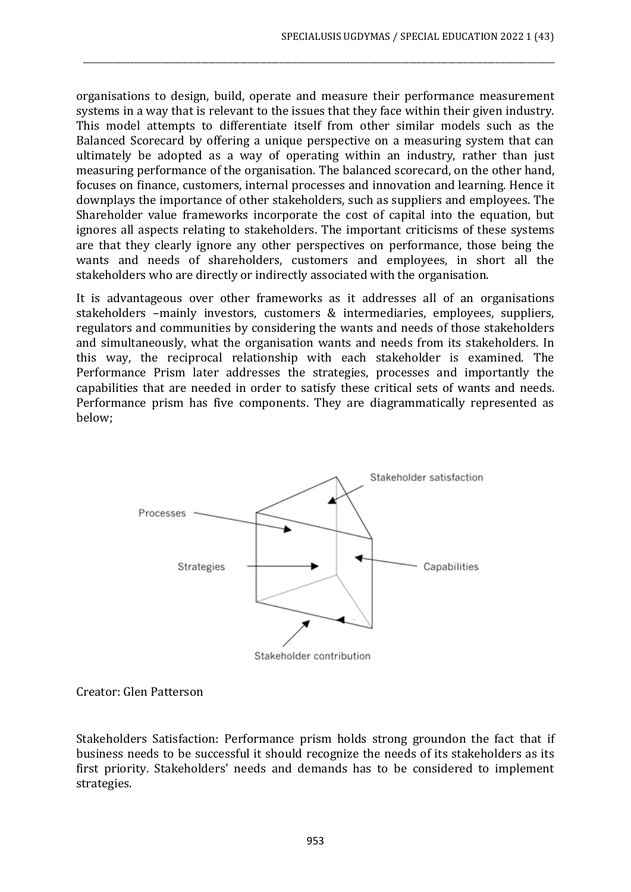organisations to design, build, operate and measure their performance measurement systems in a way that is relevant to the issues that they face within their given industry. This model attempts to differentiate itself from other similar models such as the Balanced Scorecard by offering a unique perspective on a measuring system that can ultimately be adopted as a way of operating within an industry, rather than just measuring performance of the organisation. The balanced scorecard, on the other hand, focuses on finance, customers, internal processes and innovation and learning. Hence it downplays the importance of other stakeholders, such as suppliers and employees. The Shareholder value frameworks incorporate the cost of capital into the equation, but ignores all aspects relating to stakeholders. The important criticisms of these systems are that they clearly ignore any other perspectives on performance, those being the wants and needs of shareholders, customers and employees, in short all the stakeholders who are directly or indirectly associated with the organisation.

It is advantageous over other frameworks as it addresses all of an organisations stakeholders –mainly investors, customers & intermediaries, employees, suppliers, regulators and communities by considering the wants and needs of those stakeholders and simultaneously, what the organisation wants and needs from its stakeholders. In this way, the reciprocal relationship with each stakeholder is examined. The Performance Prism later addresses the strategies, processes and importantly the capabilities that are needed in order to satisfy these critical sets of wants and needs. Performance prism has five components. They are diagrammatically represented as below;

Stakeholder satisfaction

Processes

Strategies

Capabilities

Stakeholder contribution

Creator: Glen Patterson

Stakeholders Satisfaction: Performance prism holds strong groundon the fact that if business needs to be successful it should recognize the needs of its stakeholders as its first priority. Stakeholders' needs and demands has to be considered to implement strategies.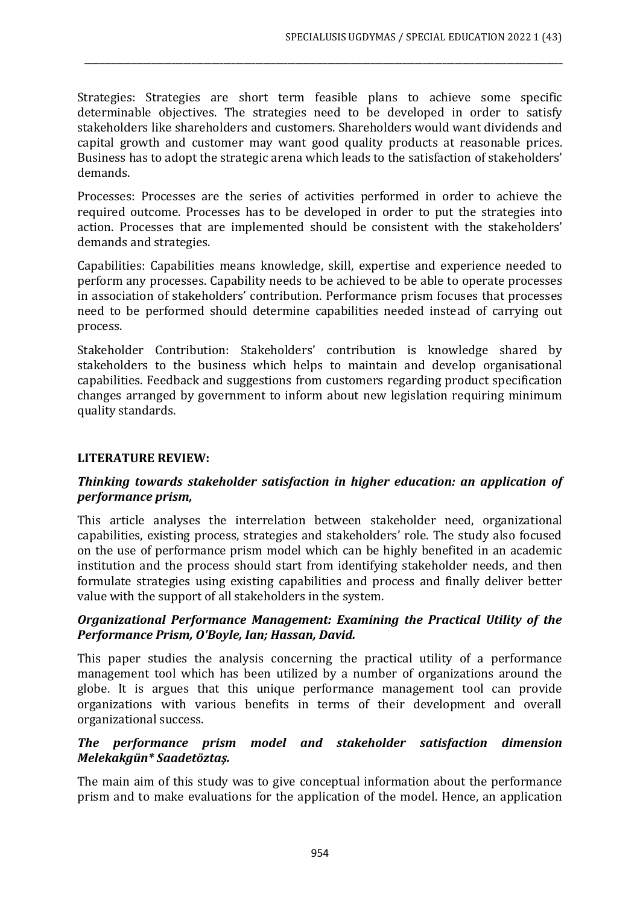Strategies: Strategies are short term feasible plans to achieve some specific determinable objectives. The strategies need to be developed in order to satisfy stakeholders like shareholders and customers. Shareholders would want dividends and capital growth and customer may want good quality products at reasonable prices. Business has to adopt the strategic arena which leads to the satisfaction of stakeholders' demands.

Processes: Processes are the series of activities performed in order to achieve the required outcome. Processes has to be developed in order to put the strategies into action. Processes that are implemented should be consistent with the stakeholders' demands and strategies.

Capabilities: Capabilities means knowledge, skill, expertise and experience needed to perform any processes. Capability needs to be achieved to be able to operate processes in association of stakeholders' contribution. Performance prism focuses that processes need to be performed should determine capabilities needed instead of carrying out process.

Stakeholder Contribution: Stakeholders' contribution is knowledge shared by stakeholders to the business which helps to maintain and develop organisational capabilities. Feedback and suggestions from customers regarding product specification changes arranged by government to inform about new legislation requiring minimum quality standards.

## LITERATURE REVIEW:

### *Thinking towards stakeholder satisfaction in higher education: an application of performance prism,*

This article analyses the interrelation between stakeholder need, organizational capabilities, existing process, strategies and stakeholders' role. The study also focused on the use of performance prism model which can be highly benefited in an academic institution and the process should start from identifying stakeholder needs, and then formulate strategies using existing capabilities and process and finally deliver better value with the support of all stakeholders in the system.

### *Organizational Performance Management: Examining the Practical Utility of the Performance Prism, O'Boyle, Ian; Hassan, David.*

This paper studies the analysis concerning the practical utility of a performance management tool which has been utilized by a number of organizations around the globe. It is argues that this unique performance management tool can provide organizations with various benefits in terms of their development and overall organizational success.

### *The performance prism model and stakeholder satisfaction dimension Melekakgün* Saadetöztaş.*

The main aim of this study was to give conceptual information about the performance prism and to make evaluations for the application of the model. Hence, an application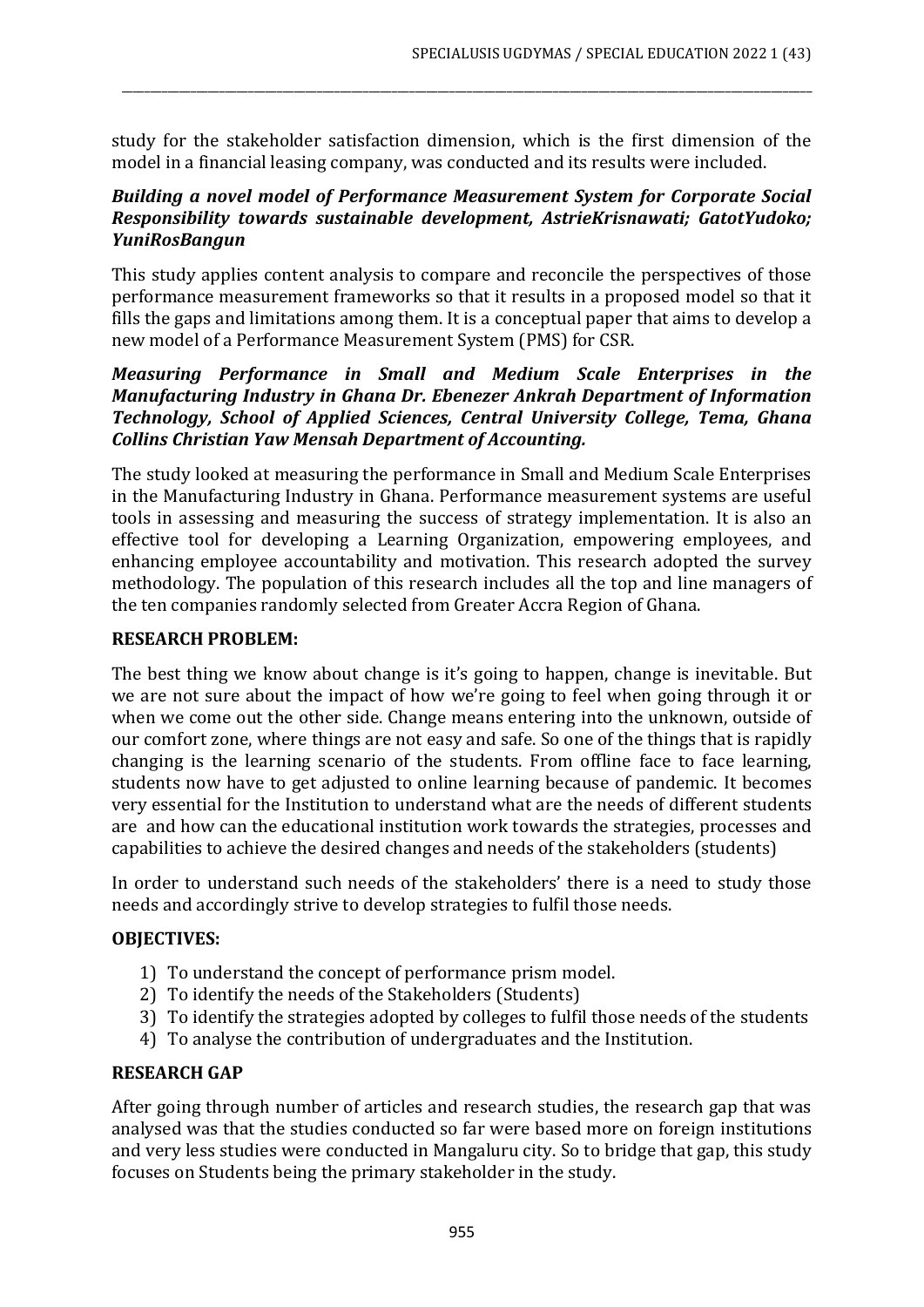study for the stakeholder satisfaction dimension, which is the first dimension of the model in a financial leasing company, was conducted and its results were included.

***Building a novel model of Performance Measurement System for Corporate Social Responsibility towards sustainable development, AstrieKrisnawati; GatotYudoko; YuniRosBangun***

This study applies content analysis to compare and reconcile the perspectives of those performance measurement frameworks so that it results in a proposed model so that it fills the gaps and limitations among them. It is a conceptual paper that aims to develop a new model of a Performance Measurement System (PMS) for CSR.

***Measuring Performance in Small and Medium Scale Enterprises in the Manufacturing Industry in Ghana Dr. Ebenezer Ankrah Department of Information Technology, School of Applied Sciences, Central University College, Tema, Ghana Collins Christian Yaw Mensah Department of Accounting.***

The study looked at measuring the performance in Small and Medium Scale Enterprises in the Manufacturing Industry in Ghana. Performance measurement systems are useful tools in assessing and measuring the success of strategy implementation. It is also an effective tool for developing a Learning Organization, empowering employees, and enhancing employee accountability and motivation. This research adopted the survey methodology. The population of this research includes all the top and line managers of the ten companies randomly selected from Greater Accra Region of Ghana.

**RESEARCH PROBLEM:**

The best thing we know about change is it's going to happen, change is inevitable. But we are not sure about the impact of how we're going to feel when going through it or when we come out the other side. Change means entering into the unknown, outside of our comfort zone, where things are not easy and safe. So one of the things that is rapidly changing is the learning scenario of the students. From offline face to face learning, students now have to get adjusted to online learning because of pandemic. It becomes very essential for the Institution to understand what are the needs of different students are and how can the educational institution work towards the strategies, processes and capabilities to achieve the desired changes and needs of the stakeholders (students)

In order to understand such needs of the stakeholders' there is a need to study those needs and accordingly strive to develop strategies to fulfil those needs.

**OBJECTIVES:**

1) To understand the concept of performance prism model.
2) To identify the needs of the Stakeholders (Students)
3) To identify the strategies adopted by colleges to fulfil those needs of the students
4) To analyse the contribution of undergraduates and the Institution.

**RESEARCH GAP**

After going through number of articles and research studies, the research gap that was analysed was that the studies conducted so far were based more on foreign institutions and very less studies were conducted in Mangaluru city. So to bridge that gap, this study focuses on Students being the primary stakeholder in the study.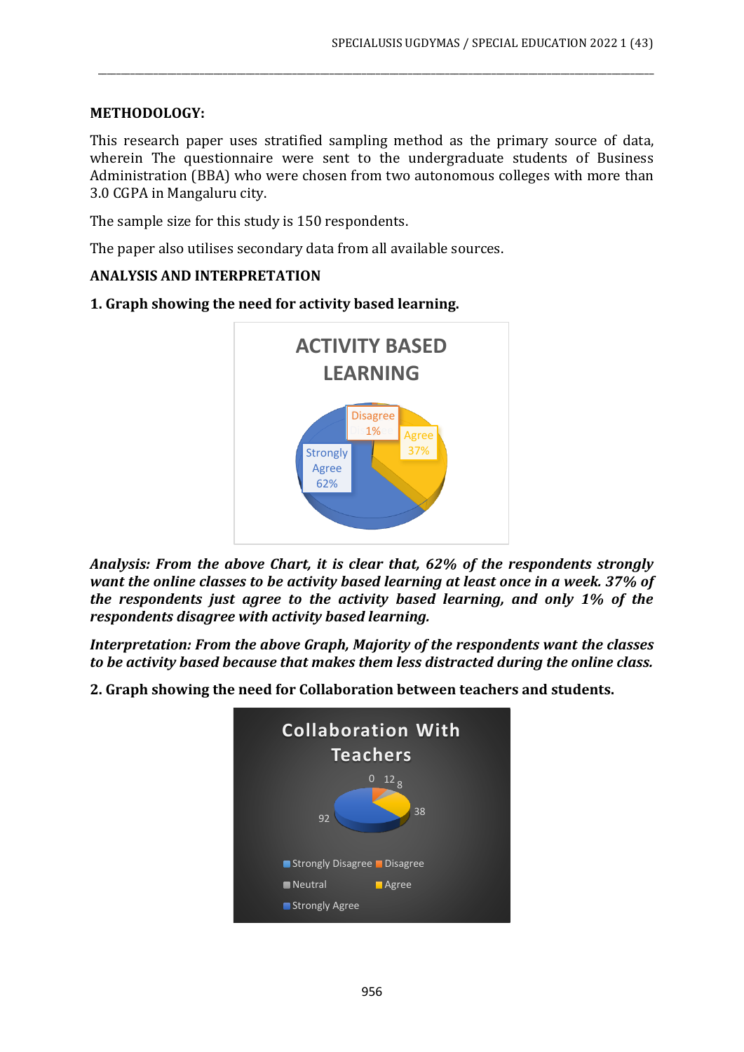**METHODOLOGY:**

This research paper uses stratified sampling method as the primary source of data, wherein The questionnaire were sent to the undergraduate students of Business Administration (BBA) who were chosen from two autonomous colleges with more than 3.0 CGPA in Mangaluru city.

The sample size for this study is 150 respondents.

The paper also utilises secondary data from all available sources.

**ANALYSIS AND INTERPRETATION**

**1. Graph showing the need for activity based learning.**

ACTIVITY BASED LEARNING

Disagree 1%
Agree 37%
Strongly Agree 62%

***Analysis: From the above Chart, it is clear that, 62% of the respondents strongly want the online classes to be activity based learning at least once in a week. 37% of the respondents just agree to the activity based learning, and only 1% of the respondents disagree with activity based learning.***

***Interpretation: From the above Graph, Majority of the respondents want the classes to be activity based because that makes them less distracted during the online class.***

**2. Graph showing the need for Collaboration between teachers and students.**

Collaboration With Teachers

0, 12, 8, 38, 92

Strongly Disagree, Disagree, Neutral, Agree, Strongly Agree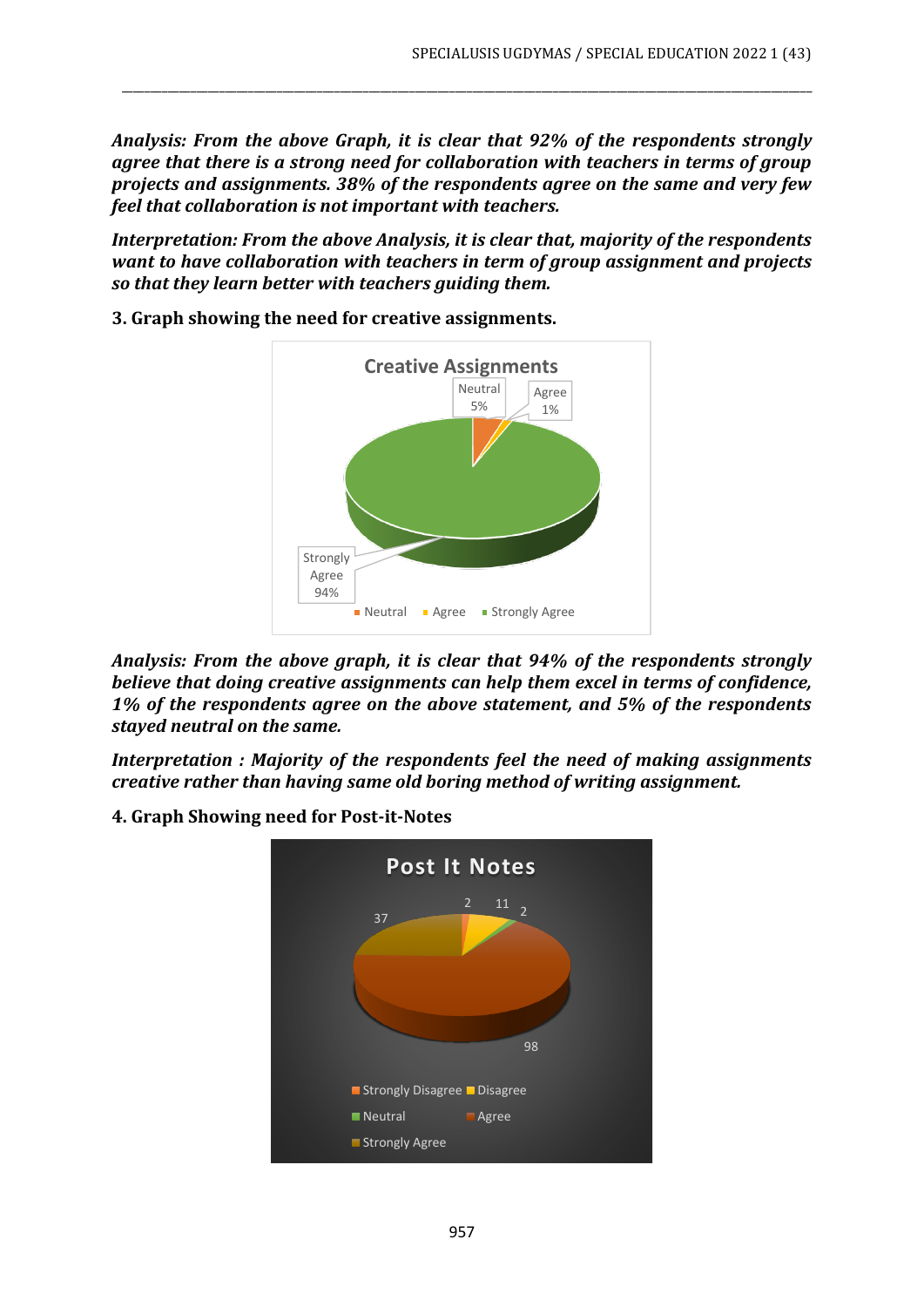***Analysis: From the above Graph, it is clear that 92% of the respondents strongly agree that there is a strong need for collaboration with teachers in terms of group projects and assignments. 38% of the respondents agree on the same and very few feel that collaboration is not important with teachers.***

***Interpretation: From the above Analysis, it is clear that, majority of the respondents want to have collaboration with teachers in term of group assignment and projects so that they learn better with teachers guiding them.***

**3. Graph showing the need for creative assignments.**

***Analysis: From the above graph, it is clear that 94% of the respondents strongly believe that doing creative assignments can help them excel in terms of confidence, 1% of the respondents agree on the above statement, and 5% of the respondents stayed neutral on the same.***

***Interpretation : Majority of the respondents feel the need of making assignments creative rather than having same old boring method of writing assignment.***

**4. Graph Showing need for Post-it-Notes**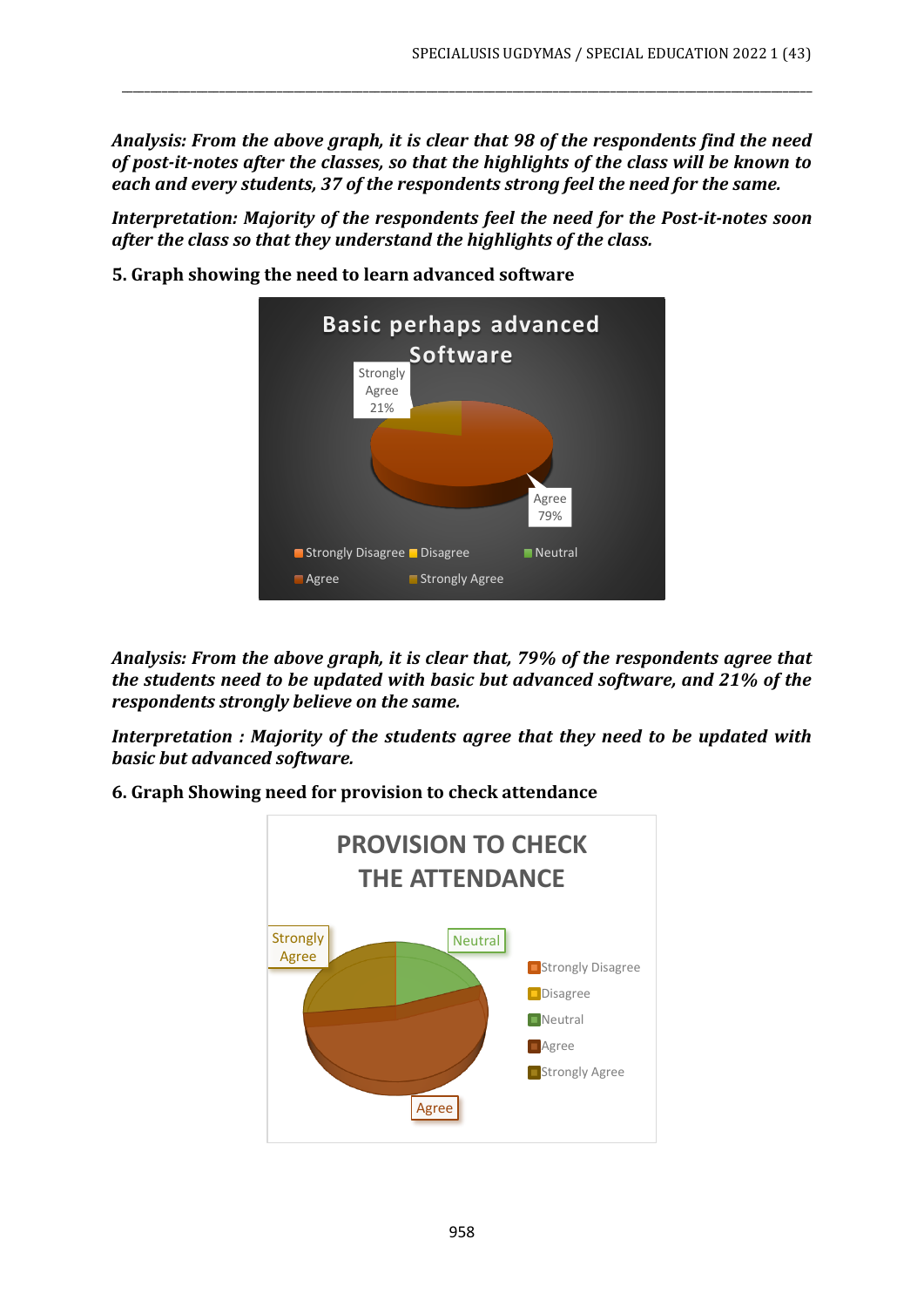*Analysis: From the above graph, it is clear that 98 of the respondents find the need of post-it-notes after the classes, so that the highlights of the class will be known to each and every students, 37 of the respondents strong feel the need for the same.*

*Interpretation: Majority of the respondents feel the need for the Post-it-notes soon after the class so that they understand the highlights of the class.*

**5. Graph showing the need to learn advanced software**

*Analysis: From the above graph, it is clear that, 79% of the respondents agree that the students need to be updated with basic but advanced software, and 21% of the respondents strongly believe on the same.*

*Interpretation : Majority of the students agree that they need to be updated with basic but advanced software.*

**6. Graph Showing need for provision to check attendance**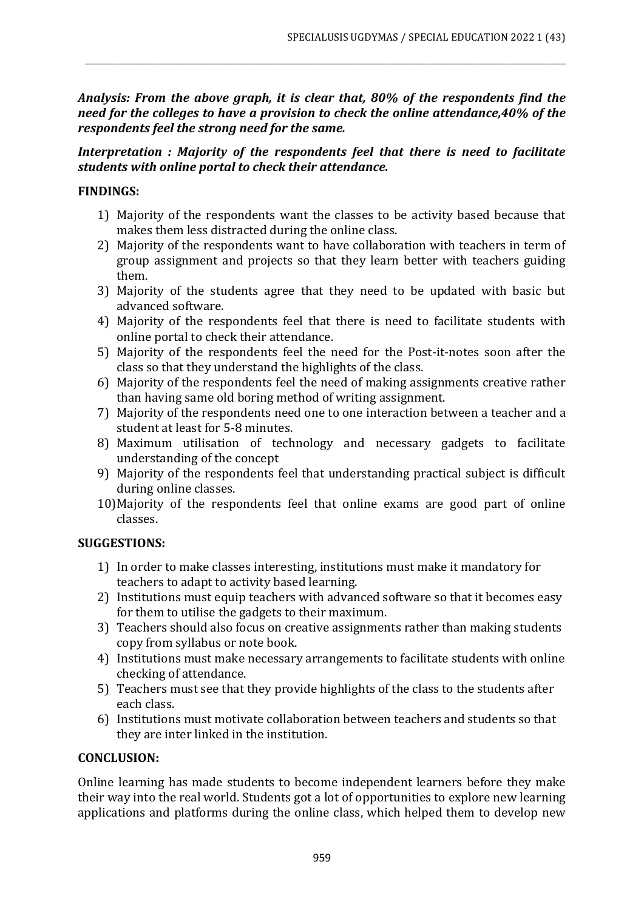***Analysis: From the above graph, it is clear that, 80% of the respondents find the need for the colleges to have a provision to check the online attendance,40% of the respondents feel the strong need for the same.***

***Interpretation : Majority of the respondents feel that there is need to facilitate students with online portal to check their attendance.***

**FINDINGS:**

1) Majority of the respondents want the classes to be activity based because that makes them less distracted during the online class.
2) Majority of the respondents want to have collaboration with teachers in term of group assignment and projects so that they learn better with teachers guiding them.
3) Majority of the students agree that they need to be updated with basic but advanced software.
4) Majority of the respondents feel that there is need to facilitate students with online portal to check their attendance.
5) Majority of the respondents feel the need for the Post-it-notes soon after the class so that they understand the highlights of the class.
6) Majority of the respondents feel the need of making assignments creative rather than having same old boring method of writing assignment.
7) Majority of the respondents need one to one interaction between a teacher and a student at least for 5-8 minutes.
8) Maximum utilisation of technology and necessary gadgets to facilitate understanding of the concept
9) Majority of the respondents feel that understanding practical subject is difficult during online classes.
10) Majority of the respondents feel that online exams are good part of online classes.

**SUGGESTIONS:**

1) In order to make classes interesting, institutions must make it mandatory for teachers to adapt to activity based learning.
2) Institutions must equip teachers with advanced software so that it becomes easy for them to utilise the gadgets to their maximum.
3) Teachers should also focus on creative assignments rather than making students copy from syllabus or note book.
4) Institutions must make necessary arrangements to facilitate students with online checking of attendance.
5) Teachers must see that they provide highlights of the class to the students after each class.
6) Institutions must motivate collaboration between teachers and students so that they are inter linked in the institution.

**CONCLUSION:**

Online learning has made students to become independent learners before they make their way into the real world. Students got a lot of opportunities to explore new learning applications and platforms during the online class, which helped them to develop new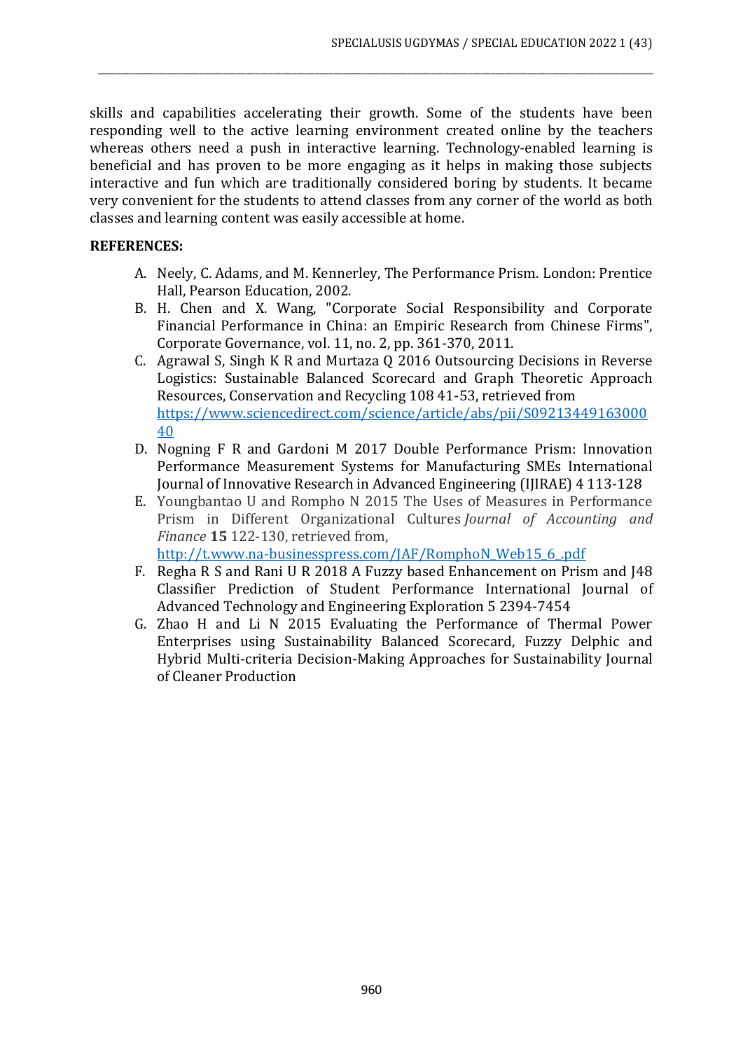skills and capabilities accelerating their growth. Some of the students have been responding well to the active learning environment created online by the teachers whereas others need a push in interactive learning. Technology-enabled learning is beneficial and has proven to be more engaging as it helps in making those subjects interactive and fun which are traditionally considered boring by students. It became very convenient for the students to attend classes from any corner of the world as both classes and learning content was easily accessible at home.

**REFERENCES:**

A. Neely, C. Adams, and M. Kennerley, The Performance Prism. London: Prentice Hall, Pearson Education, 2002.

B. H. Chen and X. Wang, "Corporate Social Responsibility and Corporate Financial Performance in China: an Empiric Research from Chinese Firms", Corporate Governance, vol. 11, no. 2, pp. 361-370, 2011.

C. Agrawal S, Singh K R and Murtaza Q 2016 Outsourcing Decisions in Reverse Logistics: Sustainable Balanced Scorecard and Graph Theoretic Approach Resources, Conservation and Recycling 108 41-53, retrieved from https://www.sciencedirect.com/science/article/abs/pii/S0921344916300040

D. Nogning F R and Gardoni M 2017 Double Performance Prism: Innovation Performance Measurement Systems for Manufacturing SMEs International Journal of Innovative Research in Advanced Engineering (IJIRAE) 4 113-128

E. Youngbantao U and Rompho N 2015 The Uses of Measures in Performance Prism in Different Organizational Cultures *Journal of Accounting and Finance* **15** 122-130, retrieved from, http://t.www.na-businesspress.com/JAF/RomphoN_Web15_6_.pdf

F. Regha R S and Rani U R 2018 A Fuzzy based Enhancement on Prism and J48 Classifier Prediction of Student Performance International Journal of Advanced Technology and Engineering Exploration 5 2394-7454

G. Zhao H and Li N 2015 Evaluating the Performance of Thermal Power Enterprises using Sustainability Balanced Scorecard, Fuzzy Delphic and Hybrid Multi-criteria Decision-Making Approaches for Sustainability Journal of Cleaner Production